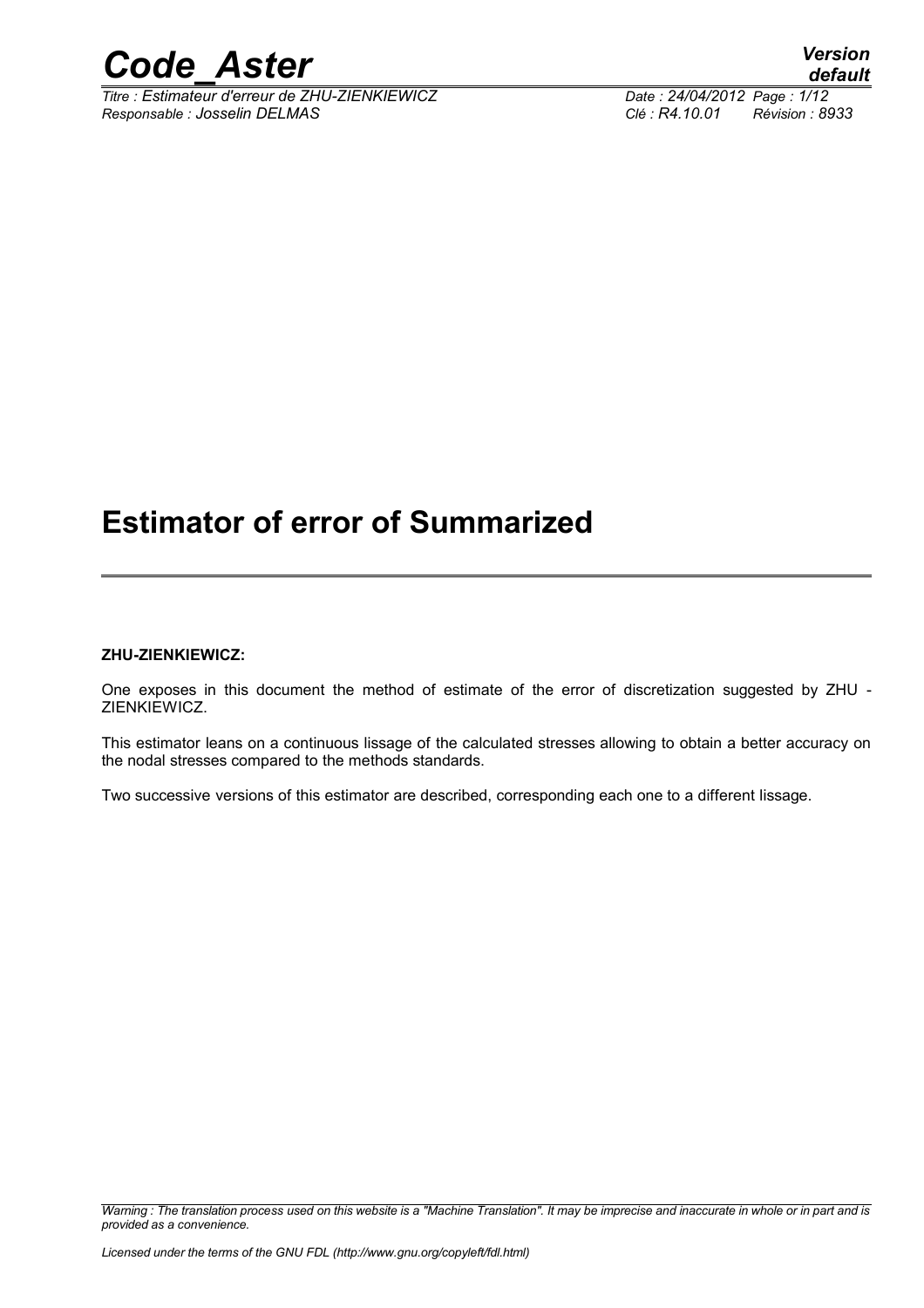# Estimator of error of Summarized

**ZHU-ZIENKIEWICZ:**

One exposes in this document the method of estimate of the error of discretization suggested by ZHU - ZIENKIEWICZ.

This estimator leans on a continuous lissage of the calculated stresses allowing to obtain a better accuracy on the nodal stresses compared to the methods standards.

Two successive versions of this estimator are described, corresponding each one to a different lissage.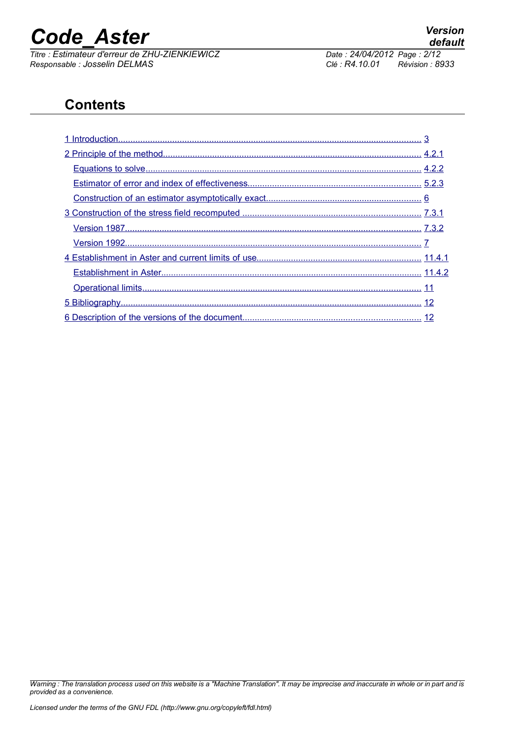## Contents

1 Introduction........................................................................................................................ 3

2 Principle of the method...................................................................................................... 4.2.1

Equations to solve............................................................................................................. 4.2.2

Estimator of error and index of effectiveness..................................................................... 5.2.3

Construction of an estimator asymptotically exact............................................................. 6

3 Construction of the stress field recomputed ...................................................................... 7.3.1

Version 1987....................................................................................................................... 7.3.2

Version 1992....................................................................................................................... 7

4 Establishment in Aster and current limits of use................................................................. 11.4.1

Establishment in Aster........................................................................................................ 11.4.2

Operational limits................................................................................................................ 11

5 Bibliography........................................................................................................................ 12

6 Description of the versions of the document....................................................................... 12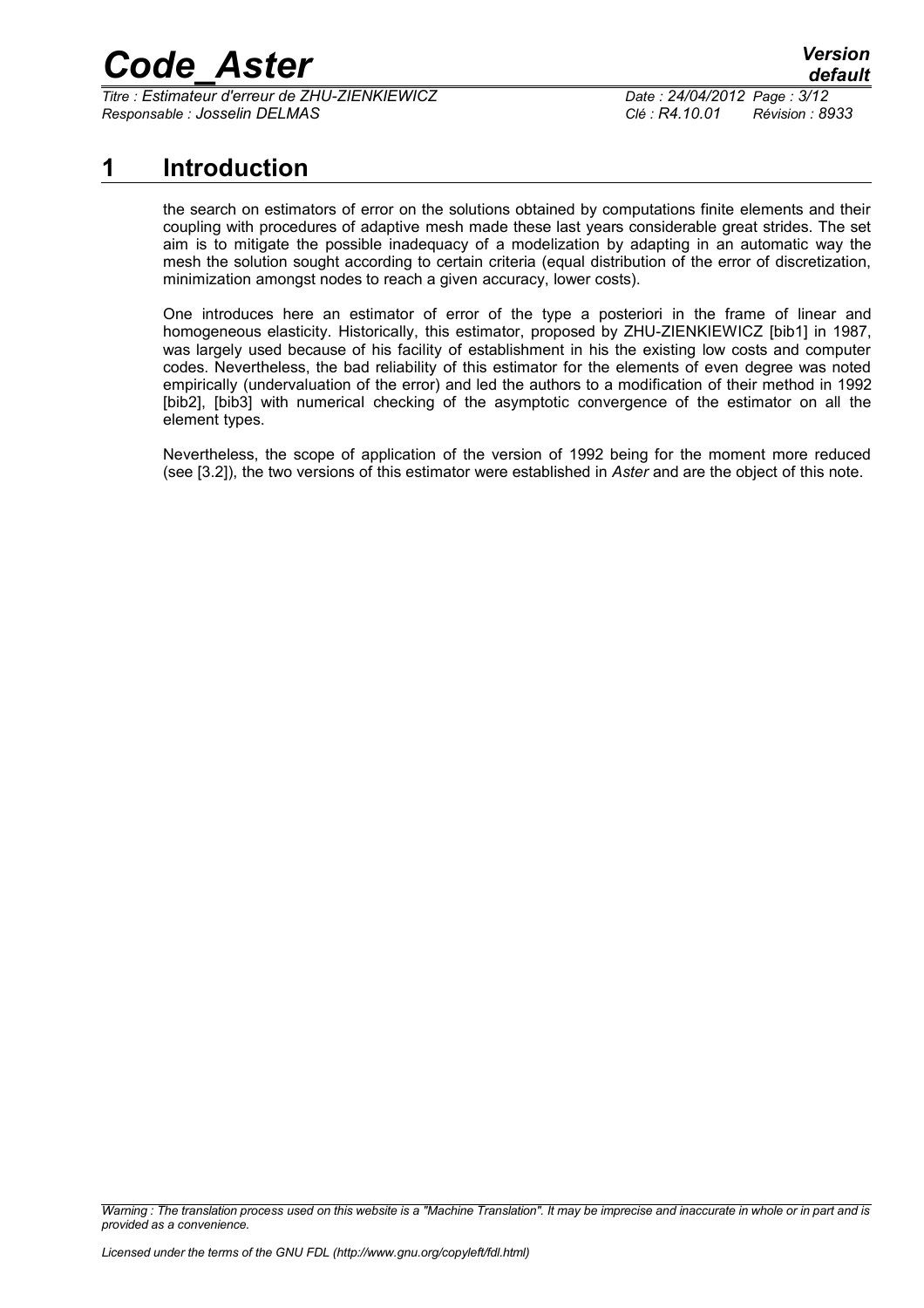# 1 Introduction

the search on estimators of error on the solutions obtained by computations finite elements and their coupling with procedures of adaptive mesh made these last years considerable great strides. The set aim is to mitigate the possible inadequacy of a modelization by adapting in an automatic way the mesh the solution sought according to certain criteria (equal distribution of the error of discretization, minimization amongst nodes to reach a given accuracy, lower costs).

One introduces here an estimator of error of the type a posteriori in the frame of linear and homogeneous elasticity. Historically, this estimator, proposed by ZHU-ZIENKIEWICZ [bib1] in 1987, was largely used because of his facility of establishment in his the existing low costs and computer codes. Nevertheless, the bad reliability of this estimator for the elements of even degree was noted empirically (undervaluation of the error) and led the authors to a modification of their method in 1992 [bib2], [bib3] with numerical checking of the asymptotic convergence of the estimator on all the element types.

Nevertheless, the scope of application of the version of 1992 being for the moment more reduced (see [3.2]), the two versions of this estimator were established in *Aster* and are the object of this note.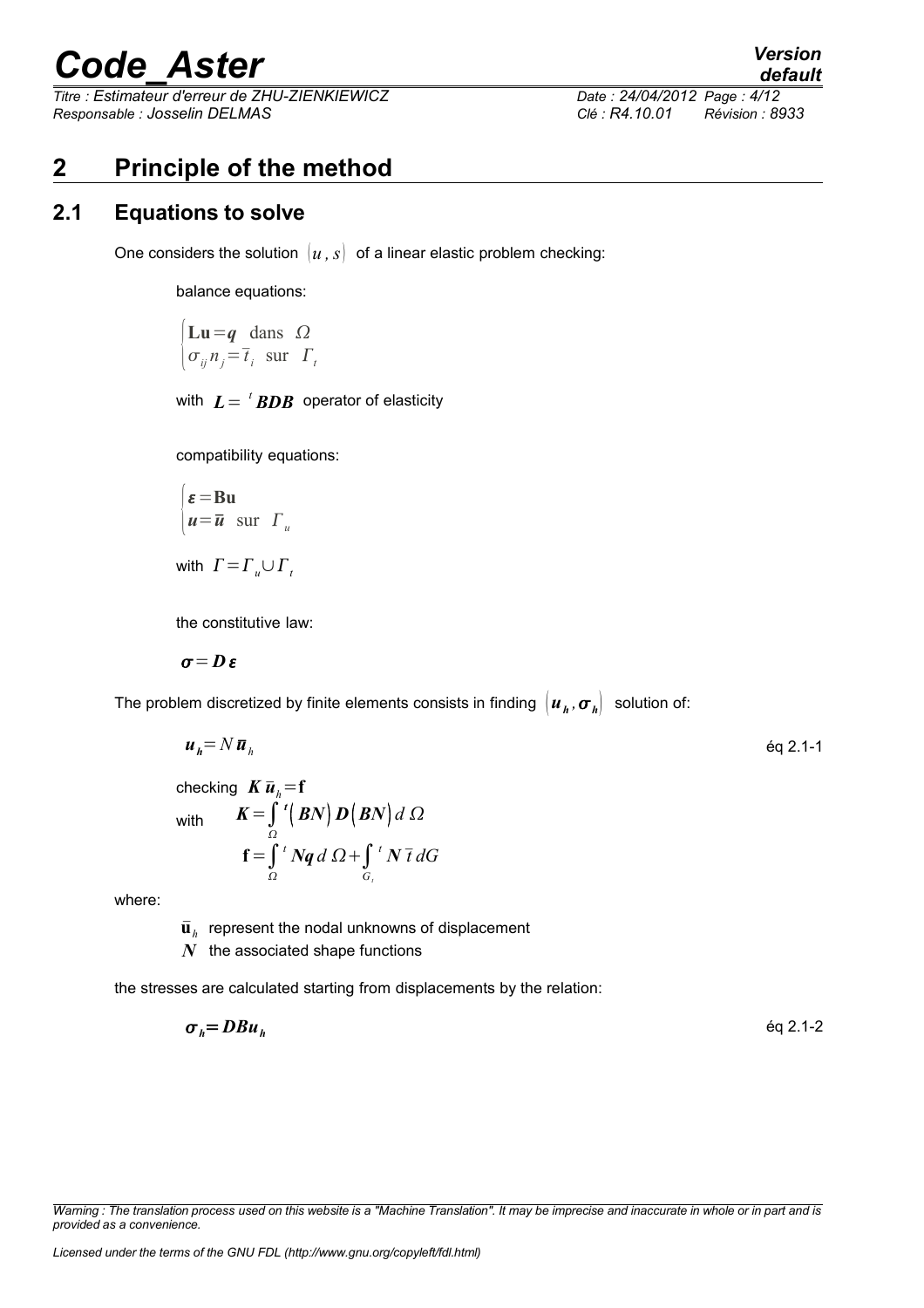# 2 Principle of the method

## 2.1 Equations to solve

One considers the solution $(u, s)$ of a linear elastic problem checking:

balance equations:

$$\begin{cases} \mathbf{Lu} = \boldsymbol{q} \quad \text{dans} \quad \Omega \\ \sigma_{ij} n_j = \bar{t}_i \quad \text{sur} \quad \Gamma_t \end{cases}$$

with $\boldsymbol{L} = {}^t\boldsymbol{BDB}$ operator of elasticity

compatibility equations:

$$\begin{cases} \boldsymbol{\varepsilon} = \mathbf{Bu} \\ \boldsymbol{u} = \bar{\boldsymbol{u}} \quad \text{sur} \quad \Gamma_u \end{cases}$$

with $\Gamma = \Gamma_u \cup \Gamma_t$

the constitutive law:

$$\boldsymbol{\sigma} = \boldsymbol{D}\boldsymbol{\varepsilon}$$

The problem discretized by finite elements consists in finding $(\boldsymbol{u}_h, \boldsymbol{\sigma}_h)$ solution of:

$$\boldsymbol{u}_h = N\bar{\boldsymbol{u}}_h \qquad \text{éq 2.1-1}$$

checking $\boldsymbol{K}\bar{\boldsymbol{u}}_h = \mathbf{f}$

with
$$\boldsymbol{K} = \int_{\Omega} {}^t(\boldsymbol{BN})\boldsymbol{D}(\boldsymbol{BN})\, d\Omega$$
$$\mathbf{f} = \int_{\Omega} {}^t\boldsymbol{N}\boldsymbol{q}\, d\Omega + \int_{G_t} {}^t\boldsymbol{N}\,\bar{t}\, dG$$

where:

- $\bar{\mathbf{u}}_h$ represent the nodal unknowns of displacement
- $\boldsymbol{N}$ the associated shape functions

the stresses are calculated starting from displacements by the relation:

$$\boldsymbol{\sigma}_h = \boldsymbol{DBu}_h \qquad \text{éq 2.1-2}$$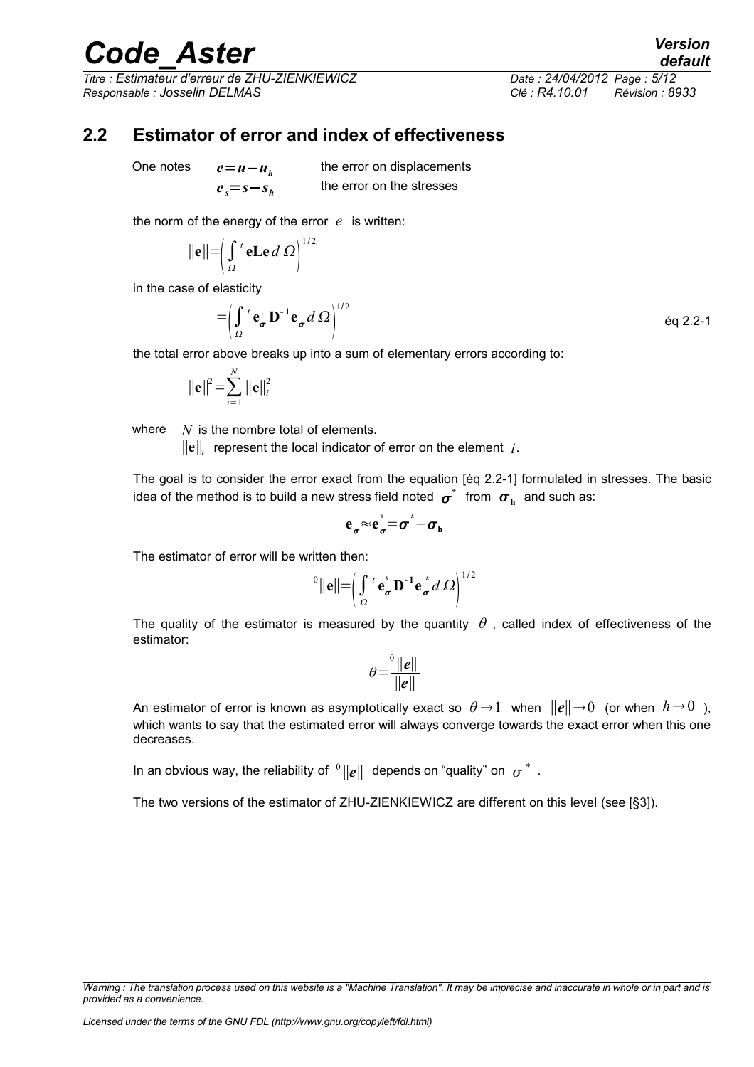## 2.2 Estimator of error and index of effectiveness

One notes $e = u - u_h$ the error on displacements

$e_s = s - s_h$ the error on the stresses

the norm of the energy of the error $e$ is written:

$$\|\mathbf{e}\| = \left( \int_{\Omega} {}^t\mathbf{e} \mathbf{L} \mathbf{e} \, d\Omega \right)^{1/2}$$

in the case of elasticity

$$= \left( \int_{\Omega} {}^t\mathbf{e}_{\sigma} \mathbf{D}^{-1} \mathbf{e}_{\sigma} \, d\Omega \right)^{1/2} \qquad \text{éq 2.2-1}$$

the total error above breaks up into a sum of elementary errors according to:

$$\|\mathbf{e}\|^2 = \sum_{i=1}^{N} \|\mathbf{e}\|_i^2$$

where $N$ is the nombre total of elements.

$\|\mathbf{e}\|_i$ represent the local indicator of error on the element $i$.

The goal is to consider the error exact from the equation [éq 2.2-1] formulated in stresses. The basic idea of the method is to build a new stress field noted $\boldsymbol{\sigma}^*$ from $\boldsymbol{\sigma}_{\mathbf{h}}$ and such as:

$$\mathbf{e}_{\sigma} \approx \mathbf{e}_{\sigma}^* = \boldsymbol{\sigma}^* - \boldsymbol{\sigma}_{\mathbf{h}}$$

The estimator of error will be written then:

$${}^0\|\mathbf{e}\| = \left( \int_{\Omega} {}^t\mathbf{e}_{\sigma}^* \mathbf{D}^{-1} \mathbf{e}_{\sigma}^* \, d\Omega \right)^{1/2}$$

The quality of the estimator is measured by the quantity $\theta$, called index of effectiveness of the estimator:

$$\theta = \frac{{}^0\|e\|}{\|e\|}$$

An estimator of error is known as asymptotically exact so $\theta \to 1$ when $\|e\| \to 0$ (or when $h \to 0$ ), which wants to say that the estimated error will always converge towards the exact error when this one decreases.

In an obvious way, the reliability of ${}^0\|e\|$ depends on "quality" on $\sigma^*$.

The two versions of the estimator of ZHU-ZIENKIEWICZ are different on this level (see [§3]).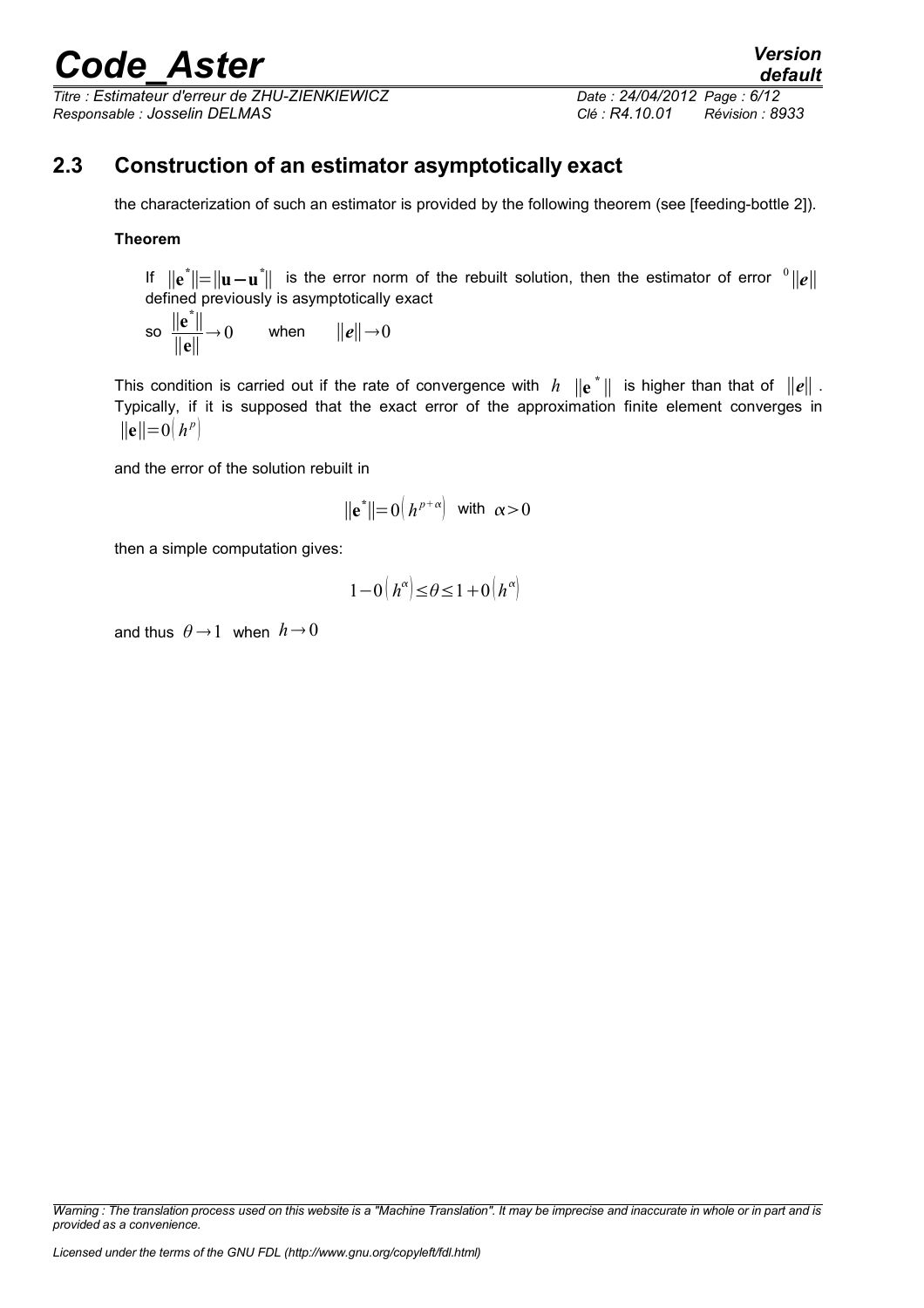## 2.3 Construction of an estimator asymptotically exact

the characterization of such an estimator is provided by the following theorem (see [feeding-bottle 2]).

**Theorem**

If $\|\mathbf{e}^*\|=\|\mathbf{u}-\mathbf{u}^*\|$ is the error norm of the rebuilt solution, then the estimator of error ${}^0\|e\|$ defined previously is asymptotically exact

so $\dfrac{\|\mathbf{e}^*\|}{\|\mathbf{e}\|}\rightarrow 0$ when $\|e\|\rightarrow 0$

This condition is carried out if the rate of convergence with $h$ $\|\mathbf{e}^*\|$ is higher than that of $\|e\|$. Typically, if it is supposed that the exact error of the approximation finite element converges in $\|\mathbf{e}\|=0\left(h^p\right)$

and the error of the solution rebuilt in

$$\|\mathbf{e}^*\|=0\left(h^{p+\alpha}\right) \text{ with } \alpha>0$$

then a simple computation gives:

$$1-0\left(h^\alpha\right)\leq\theta\leq 1+0\left(h^\alpha\right)$$

and thus $\theta\rightarrow 1$ when $h\rightarrow 0$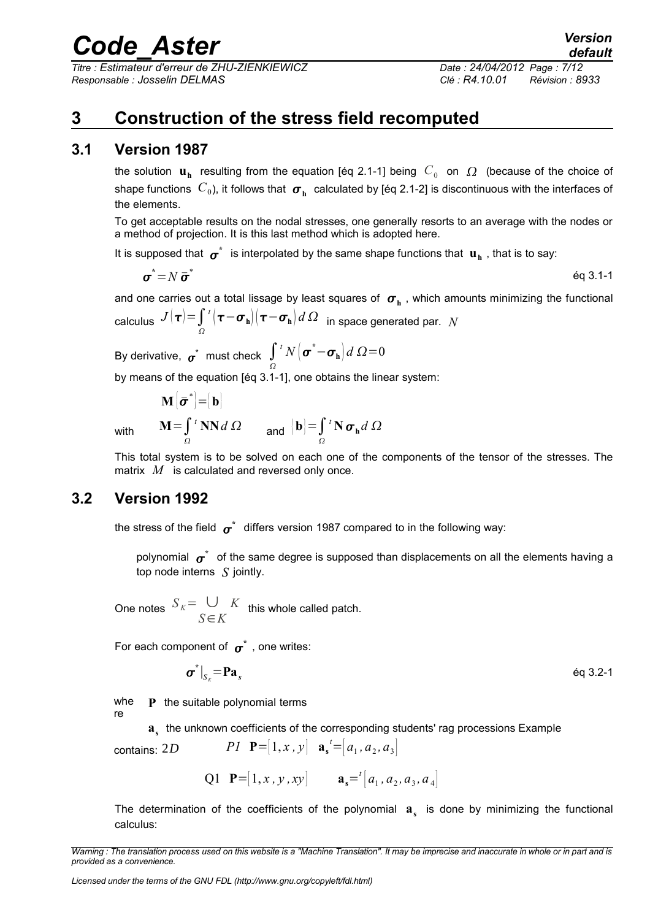# 3 Construction of the stress field recomputed

## 3.1 Version 1987

the solution $\mathbf{u_h}$ resulting from the equation [éq 2.1-1] being $C_0$ on $\Omega$ (because of the choice of shape functions $C_0$), it follows that $\boldsymbol{\sigma}_\mathbf{h}$ calculated by [éq 2.1-2] is discontinuous with the interfaces of the elements.

To get acceptable results on the nodal stresses, one generally resorts to an average with the nodes or a method of projection. It is this last method which is adopted here.

It is supposed that $\boldsymbol{\sigma}^*$ is interpolated by the same shape functions that $\mathbf{u_h}$, that is to say:

$$\boldsymbol{\sigma}^* = N\,\bar{\boldsymbol{\sigma}}^* \qquad \text{éq 3.1-1}$$

and one carries out a total lissage by least squares of $\boldsymbol{\sigma}_\mathbf{h}$, which amounts minimizing the functional calculus $J(\boldsymbol{\tau}) = \int_\Omega {}^t(\boldsymbol{\tau} - \boldsymbol{\sigma}_\mathbf{h})(\boldsymbol{\tau} - \boldsymbol{\sigma}_\mathbf{h})\, d\Omega$ in space generated par. $N$

By derivative, $\boldsymbol{\sigma}^*$ must check $\int_\Omega {}^tN(\boldsymbol{\sigma}^* - \boldsymbol{\sigma}_\mathbf{h})\, d\Omega = 0$

by means of the equation [éq 3.1-1], one obtains the linear system:

$$\mathbf{M}\{\bar{\boldsymbol{\sigma}}^*\} = \{\mathbf{b}\}$$

with $\quad \mathbf{M} = \int_\Omega {}^t\mathbf{N}\mathbf{N}\, d\Omega \quad$ and $\quad \{\mathbf{b}\} = \int_\Omega {}^t\mathbf{N}\,\boldsymbol{\sigma}_\mathbf{h}\, d\Omega$

This total system is to be solved on each one of the components of the tensor of the stresses. The matrix $M$ is calculated and reversed only once.

## 3.2 Version 1992

the stress of the field $\boldsymbol{\sigma}^*$ differs version 1987 compared to in the following way:

> polynomial $\boldsymbol{\sigma}^*$ of the same degree is supposed than displacements on all the elements having a top node interns $S$ jointly.

One notes $S_K = \bigcup_{S \in K} K$ this whole called patch.

For each component of $\boldsymbol{\sigma}^*$, one writes:

$$\boldsymbol{\sigma}^*|_{S_K} = \mathbf{P}\mathbf{a}_s \qquad \text{éq 3.2-1}$$

where $\mathbf{P}$ the suitable polynomial terms

$\mathbf{a_s}$ the unknown coefficients of the corresponding students' rag processions Example contains: $2D$

$P1$ $\quad \mathbf{P} = [1, x, y] \quad \mathbf{a_s}^t = [a_1, a_2, a_3]$

Q1 $\quad \mathbf{P} = [1, x, y, xy] \quad \mathbf{a_s} = {}^t[a_1, a_2, a_3, a_4]$

The determination of the coefficients of the polynomial $\mathbf{a_s}$ is done by minimizing the functional calculus: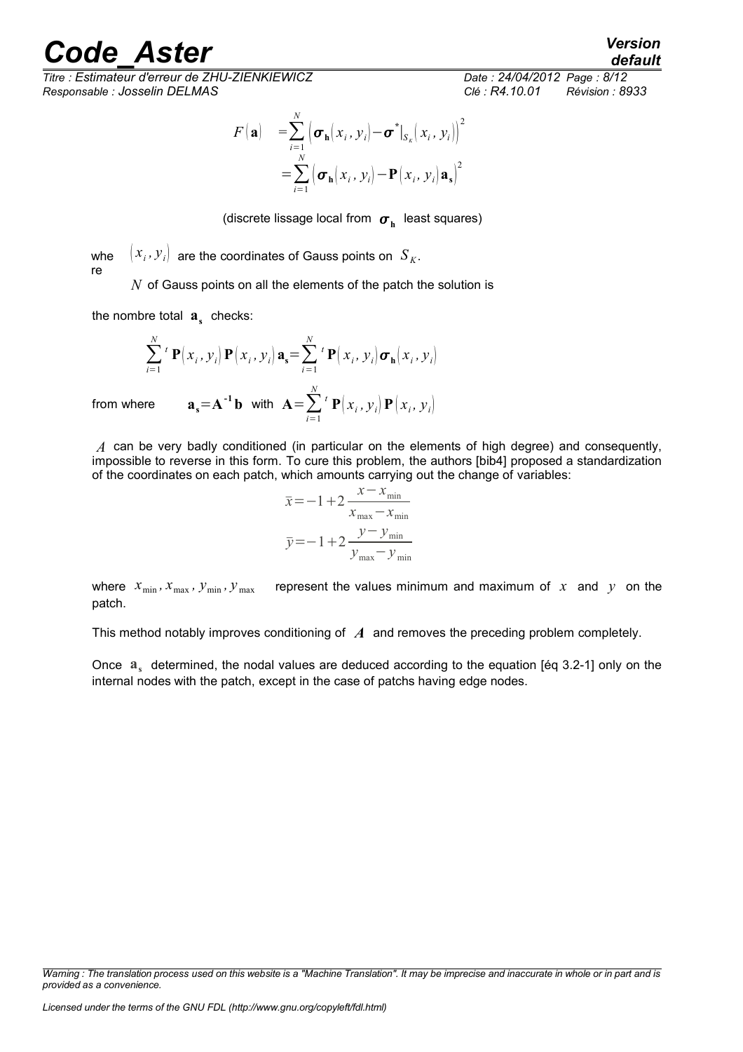$$F(\mathbf{a}) = \sum_{i=1}^{N} \left(\boldsymbol{\sigma}_{\mathbf{h}}(x_i, y_i) - \boldsymbol{\sigma}^*|_{S_K}(x_i, y_i)\right)^2 = \sum_{i=1}^{N} \left(\boldsymbol{\sigma}_{\mathbf{h}}(x_i, y_i) - \mathbf{P}(x_i, y_i)\mathbf{a}_{\mathbf{s}}\right)^2$$

(discrete lissage local from $\boldsymbol{\sigma}_{\mathbf{h}}$ least squares)

where $(x_i, y_i)$ are the coordinates of Gauss points on $S_K$.

$N$ of Gauss points on all the elements of the patch the solution is

the nombre total $\mathbf{a}_{\mathbf{s}}$ checks:

$$\sum_{i=1}^{N} {}^t\,\mathbf{P}(x_i, y_i)\,\mathbf{P}(x_i, y_i)\,\mathbf{a}_{\mathbf{s}} = \sum_{i=1}^{N} {}^t\,\mathbf{P}(x_i, y_i)\,\boldsymbol{\sigma}_{\mathbf{h}}(x_i, y_i)$$

from where $\quad \mathbf{a}_{\mathbf{s}} = \mathbf{A}^{-1}\mathbf{b}$ with $\mathbf{A} = \sum_{i=1}^{N} {}^t\,\mathbf{P}(x_i, y_i)\,\mathbf{P}(x_i, y_i)$

$A$ can be very badly conditioned (in particular on the elements of high degree) and consequently, impossible to reverse in this form. To cure this problem, the authors [bib4] proposed a standardization of the coordinates on each patch, which amounts carrying out the change of variables:

$$\bar{x} = -1 + 2\frac{x - x_{\min}}{x_{\max} - x_{\min}}$$

$$\bar{y} = -1 + 2\frac{y - y_{\min}}{y_{\max} - y_{\min}}$$

where $x_{\min}, x_{\max}, y_{\min}, y_{\max}$ represent the values minimum and maximum of $x$ and $y$ on the patch.

This method notably improves conditioning of $A$ and removes the preceding problem completely.

Once $\mathbf{a}_{\mathbf{s}}$ determined, the nodal values are deduced according to the equation [éq 3.2-1] only on the internal nodes with the patch, except in the case of patchs having edge nodes.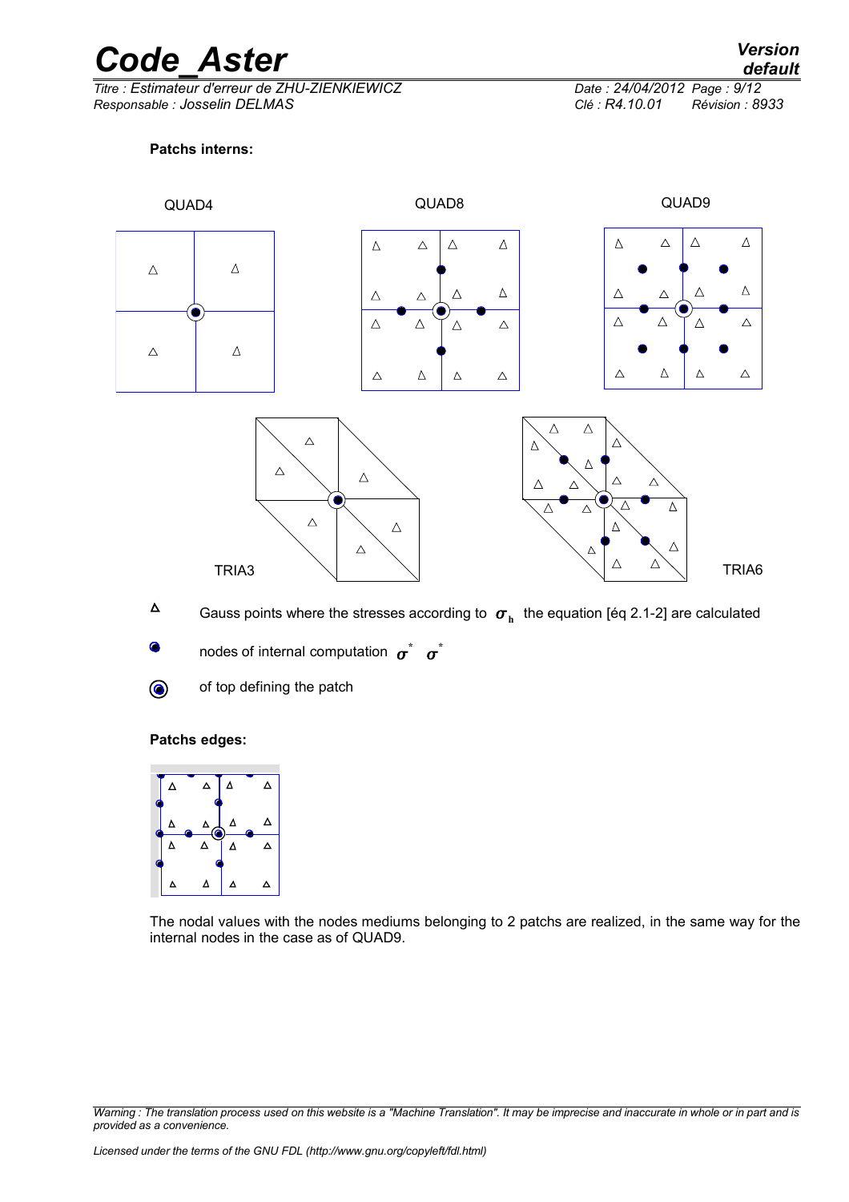**Patchs interns:**

QUAD4

QUAD8

QUAD9

TRIA3

TRIA6

Δ Gauss points where the stresses according to $\boldsymbol{\sigma}_{\mathbf{h}}$ the equation [éq 2.1-2] are calculated

nodes of internal computation $\boldsymbol{\sigma}^{*}$ $\boldsymbol{\sigma}^{*}$

of top defining the patch

**Patchs edges:**

The nodal values with the nodes mediums belonging to 2 patchs are realized, in the same way for the internal nodes in the case as of QUAD9.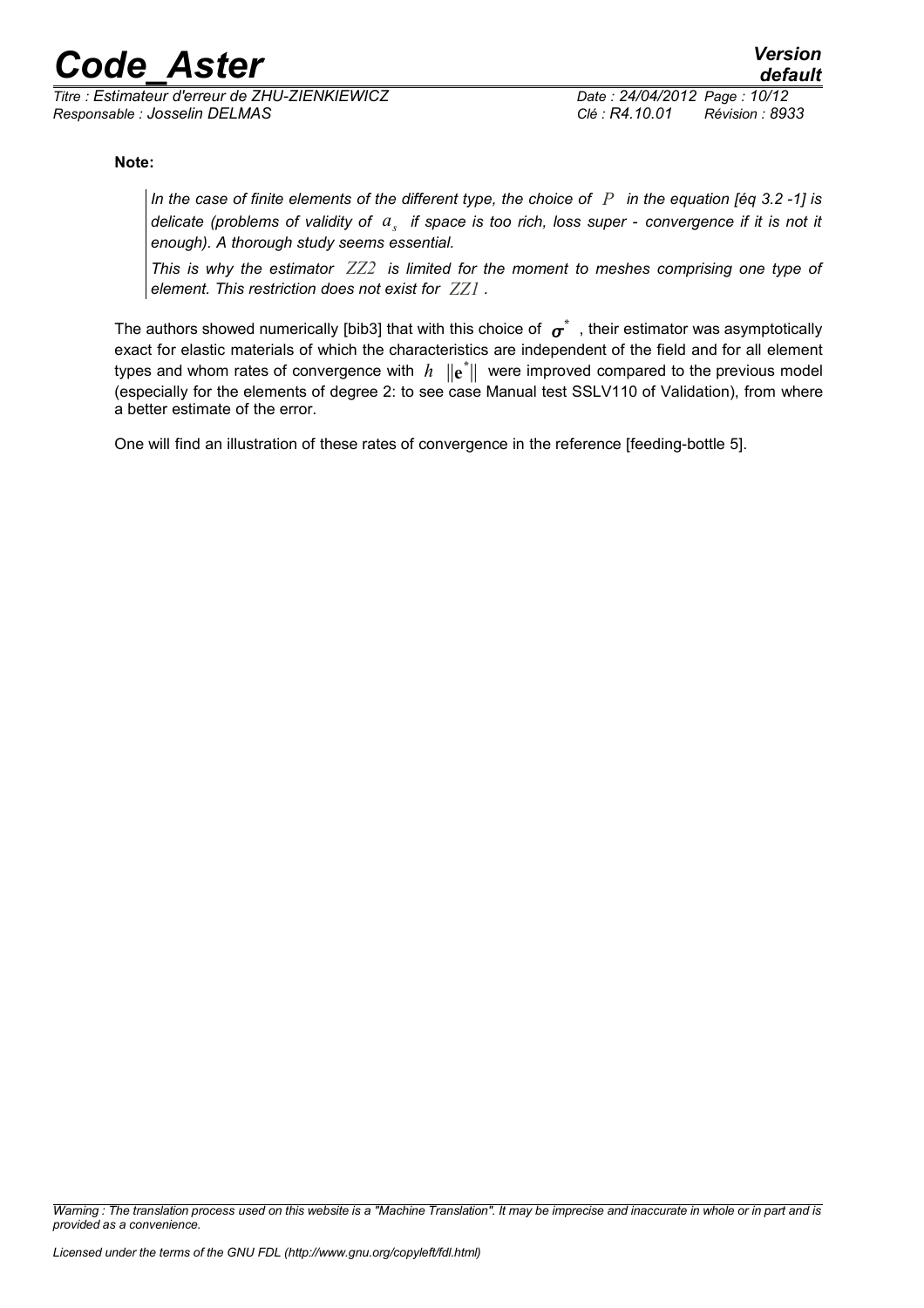**Note:**

> *In the case of finite elements of the different type, the choice of $P$ in the equation [éq 3.2 -1] is delicate (problems of validity of $a_s$ if space is too rich, loss super - convergence if it is not it enough). A thorough study seems essential.*
>
> *This is why the estimator $ZZ2$ is limited for the moment to meshes comprising one type of element. This restriction does not exist for $ZZ1$ .*

The authors showed numerically [bib3] that with this choice of $\boldsymbol{\sigma}^*$ , their estimator was asymptotically exact for elastic materials of which the characteristics are independent of the field and for all element types and whom rates of convergence with $h$ $\|\mathbf{e}^*\|$ were improved compared to the previous model (especially for the elements of degree 2: to see case Manual test SSLV110 of Validation), from where a better estimate of the error.

One will find an illustration of these rates of convergence in the reference [feeding-bottle 5].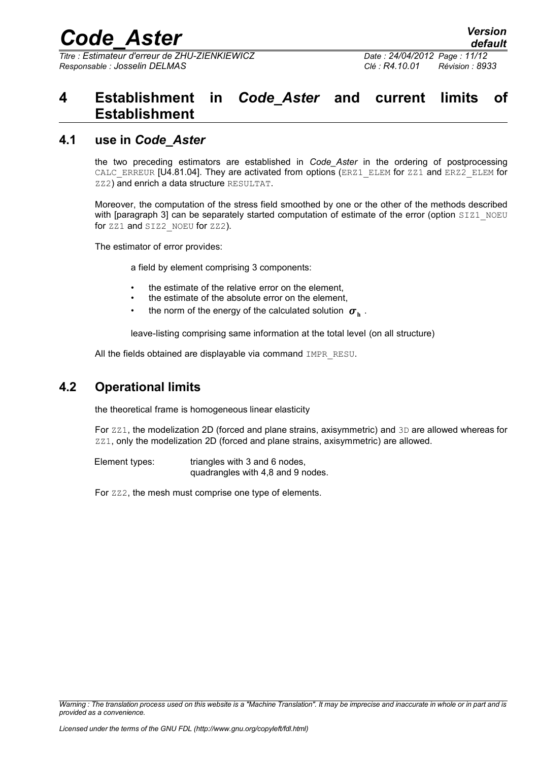# 4 Establishment in *Code_Aster* and current limits of Establishment

## 4.1 use in *Code_Aster*

the two preceding estimators are established in *Code_Aster* in the ordering of postprocessing CALC_ERREUR [U4.81.04]. They are activated from options (ERZ1_ELEM for ZZ1 and ERZ2_ELEM for ZZ2) and enrich a data structure RESULTAT.

Moreover, the computation of the stress field smoothed by one or the other of the methods described with [paragraph 3] can be separately started computation of estimate of the error (option SIZ1_NOEU for ZZ1 and SIZ2_NOEU for ZZ2).

The estimator of error provides:

a field by element comprising 3 components:

- the estimate of the relative error on the element,
- the estimate of the absolute error on the element,
- the norm of the energy of the calculated solution $\boldsymbol{\sigma}_{\mathbf{h}}$ .

leave-listing comprising same information at the total level (on all structure)

All the fields obtained are displayable via command IMPR_RESU.

## 4.2 Operational limits

the theoretical frame is homogeneous linear elasticity

For ZZ1, the modelization 2D (forced and plane strains, axisymmetric) and 3D are allowed whereas for ZZ1, only the modelization 2D (forced and plane strains, axisymmetric) are allowed.

Element types: triangles with 3 and 6 nodes,
quadrangles with 4,8 and 9 nodes.

For ZZ2, the mesh must comprise one type of elements.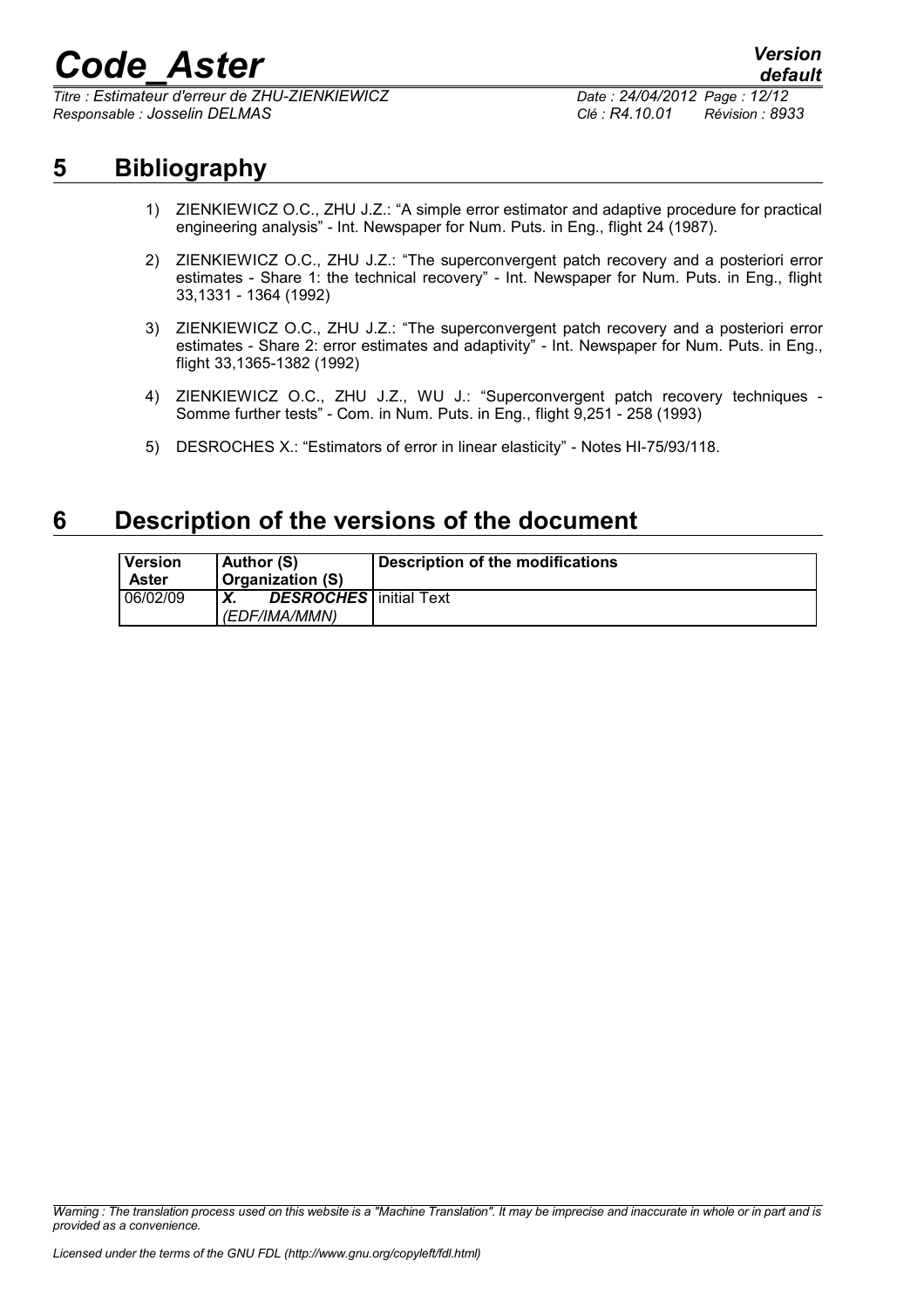## 5 Bibliography

1) ZIENKIEWICZ O.C., ZHU J.Z.: "A simple error estimator and adaptive procedure for practical engineering analysis" - Int. Newspaper for Num. Puts. in Eng., flight 24 (1987).

2) ZIENKIEWICZ O.C., ZHU J.Z.: "The superconvergent patch recovery and a posteriori error estimates - Share 1: the technical recovery" - Int. Newspaper for Num. Puts. in Eng., flight 33,1331 - 1364 (1992)

3) ZIENKIEWICZ O.C., ZHU J.Z.: "The superconvergent patch recovery and a posteriori error estimates - Share 2: error estimates and adaptivity" - Int. Newspaper for Num. Puts. in Eng., flight 33,1365-1382 (1992)

4) ZIENKIEWICZ O.C., ZHU J.Z., WU J.: "Superconvergent patch recovery techniques - Somme further tests" - Com. in Num. Puts. in Eng., flight 9,251 - 258 (1993)

5) DESROCHES X.: "Estimators of error in linear elasticity" - Notes HI-75/93/118.

## 6 Description of the versions of the document

| Version Aster | Author (S) Organization (S) | Description of the modifications |
|---|---|---|
| 06/02/09 | ***X. DESROCHES*** *(EDF/IMA/MMN)* | initial Text |